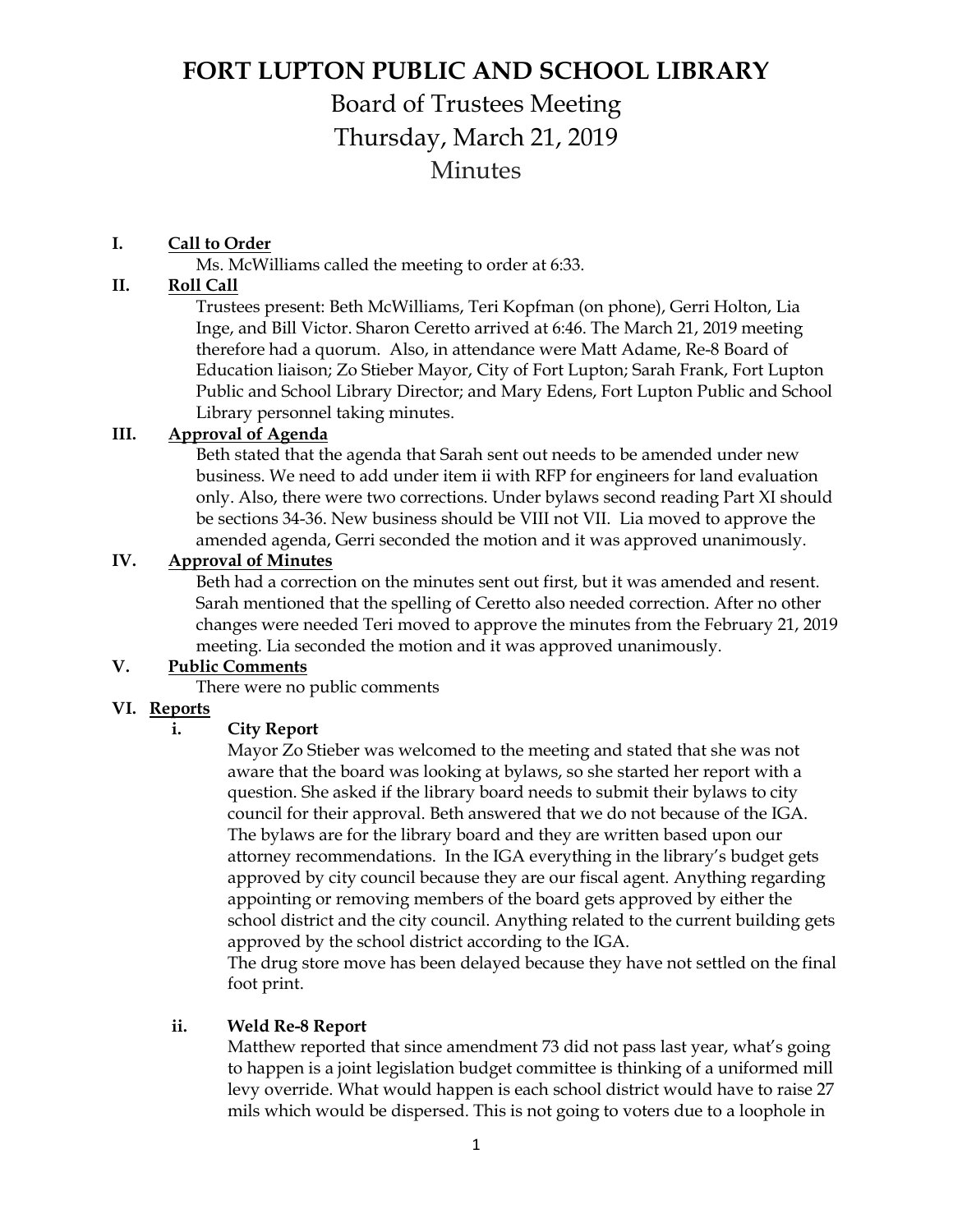# FORT LUPTON PUBLIC AND SCHOOL LIBRARY

## Board of Trustees Meeting

## Thursday, March 21, 2019

## Minutes

**I. <u>Call to Order</u>**

Ms. McWilliams called the meeting to order at 6:33.

**II. <u>Roll Call</u>**

Trustees present: Beth McWilliams, Teri Kopfman (on phone), Gerri Holton, Lia Inge, and Bill Victor. Sharon Ceretto arrived at 6:46. The March 21, 2019 meeting therefore had a quorum. Also, in attendance were Matt Adame, Re-8 Board of Education liaison; Zo Stieber Mayor, City of Fort Lupton; Sarah Frank, Fort Lupton Public and School Library Director; and Mary Edens, Fort Lupton Public and School Library personnel taking minutes.

**III. <u>Approval of Agenda</u>**

Beth stated that the agenda that Sarah sent out needs to be amended under new business. We need to add under item ii with RFP for engineers for land evaluation only. Also, there were two corrections. Under bylaws second reading Part XI should be sections 34-36. New business should be VIII not VII. Lia moved to approve the amended agenda, Gerri seconded the motion and it was approved unanimously.

**IV. <u>Approval of Minutes</u>**

Beth had a correction on the minutes sent out first, but it was amended and resent. Sarah mentioned that the spelling of Ceretto also needed correction. After no other changes were needed Teri moved to approve the minutes from the February 21, 2019 meeting. Lia seconded the motion and it was approved unanimously.

**V. <u>Public Comments</u>**

There were no public comments

**VI. <u>Reports</u>**

**i. City Report**

Mayor Zo Stieber was welcomed to the meeting and stated that she was not aware that the board was looking at bylaws, so she started her report with a question. She asked if the library board needs to submit their bylaws to city council for their approval. Beth answered that we do not because of the IGA. The bylaws are for the library board and they are written based upon our attorney recommendations. In the IGA everything in the library's budget gets approved by city council because they are our fiscal agent. Anything regarding appointing or removing members of the board gets approved by either the school district and the city council. Anything related to the current building gets approved by the school district according to the IGA.

The drug store move has been delayed because they have not settled on the final foot print.

**ii. Weld Re-8 Report**

Matthew reported that since amendment 73 did not pass last year, what's going to happen is a joint legislation budget committee is thinking of a uniformed mill levy override. What would happen is each school district would have to raise 27 mils which would be dispersed. This is not going to voters due to a loophole in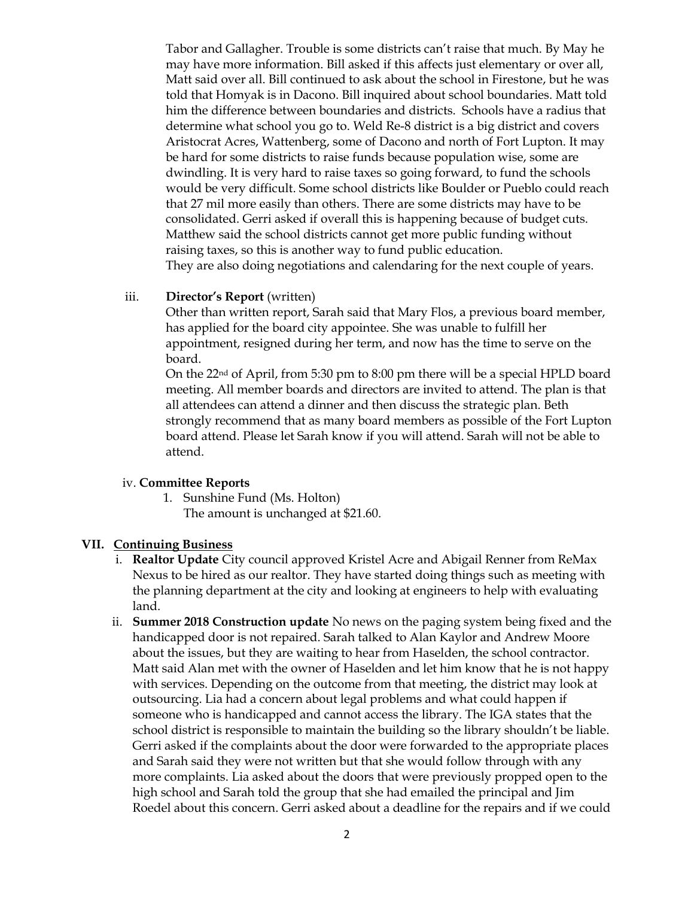Tabor and Gallagher. Trouble is some districts can't raise that much. By May he may have more information. Bill asked if this affects just elementary or over all, Matt said over all. Bill continued to ask about the school in Firestone, but he was told that Homyak is in Dacono. Bill inquired about school boundaries. Matt told him the difference between boundaries and districts. Schools have a radius that determine what school you go to. Weld Re-8 district is a big district and covers Aristocrat Acres, Wattenberg, some of Dacono and north of Fort Lupton. It may be hard for some districts to raise funds because population wise, some are dwindling. It is very hard to raise taxes so going forward, to fund the schools would be very difficult. Some school districts like Boulder or Pueblo could reach that 27 mil more easily than others. There are some districts may have to be consolidated. Gerri asked if overall this is happening because of budget cuts. Matthew said the school districts cannot get more public funding without raising taxes, so this is another way to fund public education.
They are also doing negotiations and calendaring for the next couple of years.

iii. **Director's Report** (written)
Other than written report, Sarah said that Mary Flos, a previous board member, has applied for the board city appointee. She was unable to fulfill her appointment, resigned during her term, and now has the time to serve on the board.
On the 22nd of April, from 5:30 pm to 8:00 pm there will be a special HPLD board meeting. All member boards and directors are invited to attend. The plan is that all attendees can attend a dinner and then discuss the strategic plan. Beth strongly recommend that as many board members as possible of the Fort Lupton board attend. Please let Sarah know if you will attend. Sarah will not be able to attend.

iv. **Committee Reports**
1. Sunshine Fund (Ms. Holton)
The amount is unchanged at $21.60.

## VII. Continuing Business

i. **Realtor Update** City council approved Kristel Acre and Abigail Renner from ReMax Nexus to be hired as our realtor. They have started doing things such as meeting with the planning department at the city and looking at engineers to help with evaluating land.

ii. **Summer 2018 Construction update** No news on the paging system being fixed and the handicapped door is not repaired. Sarah talked to Alan Kaylor and Andrew Moore about the issues, but they are waiting to hear from Haselden, the school contractor. Matt said Alan met with the owner of Haselden and let him know that he is not happy with services. Depending on the outcome from that meeting, the district may look at outsourcing. Lia had a concern about legal problems and what could happen if someone who is handicapped and cannot access the library. The IGA states that the school district is responsible to maintain the building so the library shouldn't be liable. Gerri asked if the complaints about the door were forwarded to the appropriate places and Sarah said they were not written but that she would follow through with any more complaints. Lia asked about the doors that were previously propped open to the high school and Sarah told the group that she had emailed the principal and Jim Roedel about this concern. Gerri asked about a deadline for the repairs and if we could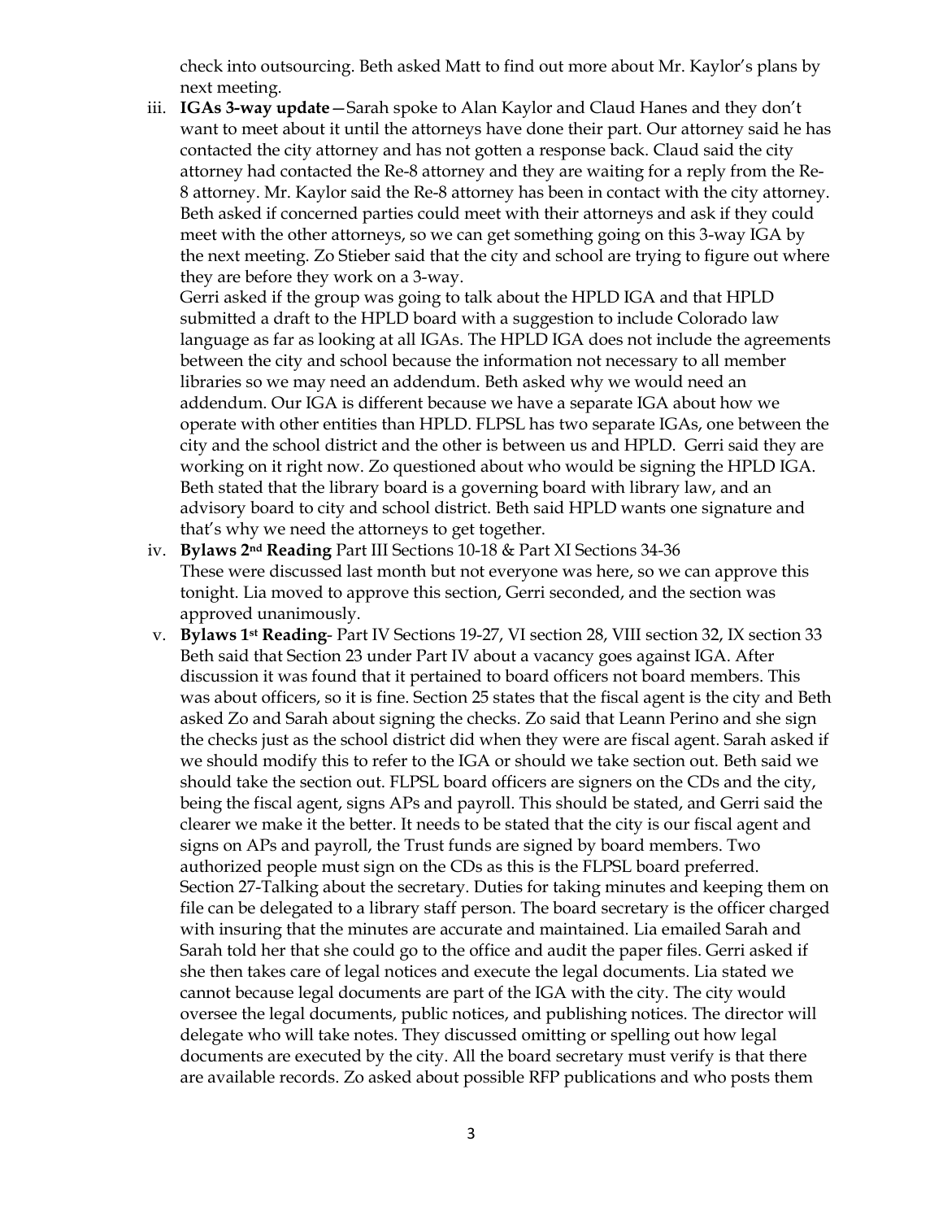check into outsourcing. Beth asked Matt to find out more about Mr. Kaylor's plans by next meeting.

iii. **IGAs 3-way update**—Sarah spoke to Alan Kaylor and Claud Hanes and they don't want to meet about it until the attorneys have done their part. Our attorney said he has contacted the city attorney and has not gotten a response back. Claud said the city attorney had contacted the Re-8 attorney and they are waiting for a reply from the Re-8 attorney. Mr. Kaylor said the Re-8 attorney has been in contact with the city attorney. Beth asked if concerned parties could meet with their attorneys and ask if they could meet with the other attorneys, so we can get something going on this 3-way IGA by the next meeting. Zo Stieber said that the city and school are trying to figure out where they are before they work on a 3-way.

Gerri asked if the group was going to talk about the HPLD IGA and that HPLD submitted a draft to the HPLD board with a suggestion to include Colorado law language as far as looking at all IGAs. The HPLD IGA does not include the agreements between the city and school because the information not necessary to all member libraries so we may need an addendum. Beth asked why we would need an addendum. Our IGA is different because we have a separate IGA about how we operate with other entities than HPLD. FLPSL has two separate IGAs, one between the city and the school district and the other is between us and HPLD. Gerri said they are working on it right now. Zo questioned about who would be signing the HPLD IGA. Beth stated that the library board is a governing board with library law, and an advisory board to city and school district. Beth said HPLD wants one signature and that's why we need the attorneys to get together.

iv. **Bylaws 2nd Reading** Part III Sections 10-18 & Part XI Sections 34-36
These were discussed last month but not everyone was here, so we can approve this tonight. Lia moved to approve this section, Gerri seconded, and the section was approved unanimously.

v. **Bylaws 1st Reading**- Part IV Sections 19-27, VI section 28, VIII section 32, IX section 33
Beth said that Section 23 under Part IV about a vacancy goes against IGA. After discussion it was found that it pertained to board officers not board members. This was about officers, so it is fine. Section 25 states that the fiscal agent is the city and Beth asked Zo and Sarah about signing the checks. Zo said that Leann Perino and she sign the checks just as the school district did when they were are fiscal agent. Sarah asked if we should modify this to refer to the IGA or should we take section out. Beth said we should take the section out. FLPSL board officers are signers on the CDs and the city, being the fiscal agent, signs APs and payroll. This should be stated, and Gerri said the clearer we make it the better. It needs to be stated that the city is our fiscal agent and signs on APs and payroll, the Trust funds are signed by board members. Two authorized people must sign on the CDs as this is the FLPSL board preferred.
Section 27-Talking about the secretary. Duties for taking minutes and keeping them on file can be delegated to a library staff person. The board secretary is the officer charged with insuring that the minutes are accurate and maintained. Lia emailed Sarah and Sarah told her that she could go to the office and audit the paper files. Gerri asked if she then takes care of legal notices and execute the legal documents. Lia stated we cannot because legal documents are part of the IGA with the city. The city would oversee the legal documents, public notices, and publishing notices. The director will delegate who will take notes. They discussed omitting or spelling out how legal documents are executed by the city. All the board secretary must verify is that there are available records. Zo asked about possible RFP publications and who posts them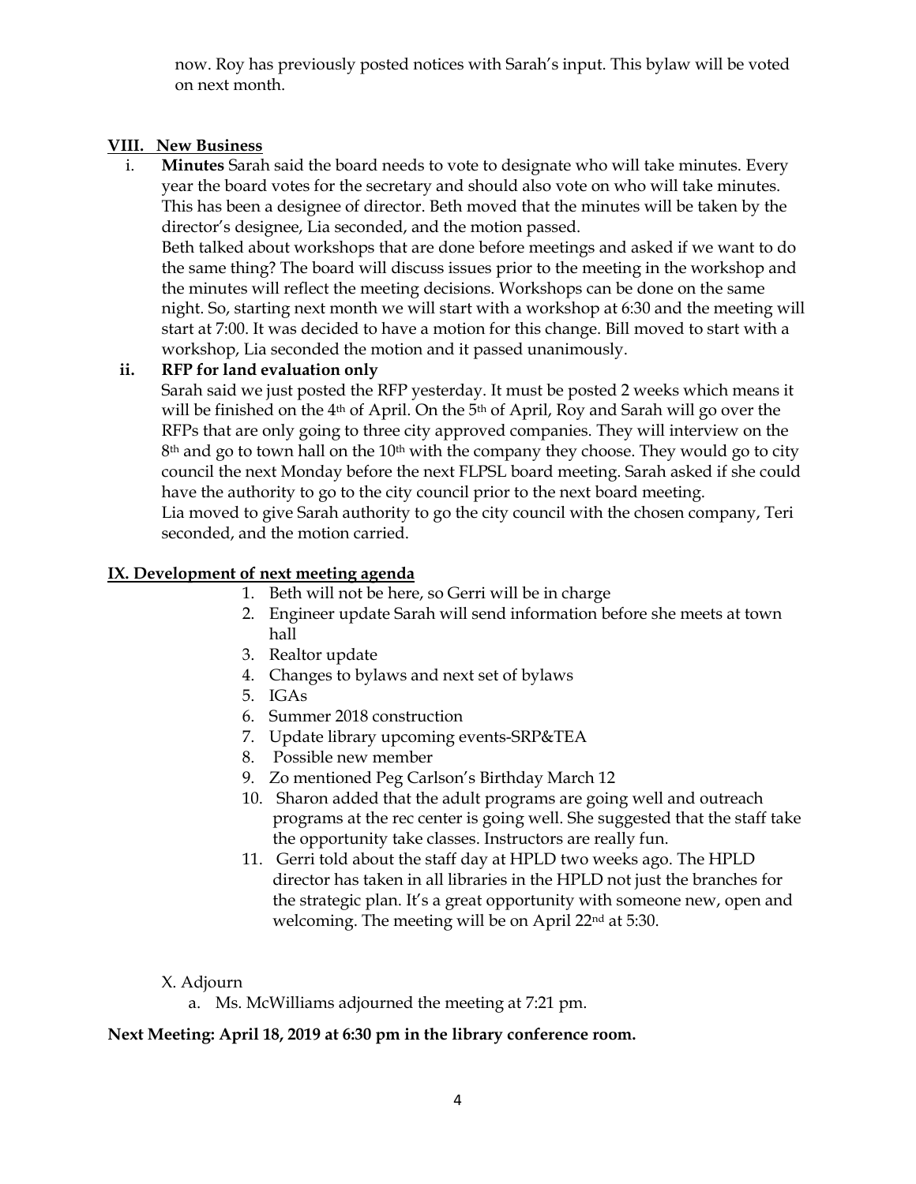now. Roy has previously posted notices with Sarah's input. This bylaw will be voted on next month.

**VIII. New Business**

i. **Minutes** Sarah said the board needs to vote to designate who will take minutes. Every year the board votes for the secretary and should also vote on who will take minutes. This has been a designee of director. Beth moved that the minutes will be taken by the director's designee, Lia seconded, and the motion passed.
   Beth talked about workshops that are done before meetings and asked if we want to do the same thing? The board will discuss issues prior to the meeting in the workshop and the minutes will reflect the meeting decisions. Workshops can be done on the same night. So, starting next month we will start with a workshop at 6:30 and the meeting will start at 7:00. It was decided to have a motion for this change. Bill moved to start with a workshop, Lia seconded the motion and it passed unanimously.

ii. **RFP for land evaluation only**
   Sarah said we just posted the RFP yesterday. It must be posted 2 weeks which means it will be finished on the 4th of April. On the 5th of April, Roy and Sarah will go over the RFPs that are only going to three city approved companies. They will interview on the 8th and go to town hall on the 10th with the company they choose. They would go to city council the next Monday before the next FLPSL board meeting. Sarah asked if she could have the authority to go to the city council prior to the next board meeting.
   Lia moved to give Sarah authority to go the city council with the chosen company, Teri seconded, and the motion carried.

**IX. Development of next meeting agenda**

1. Beth will not be here, so Gerri will be in charge
2. Engineer update Sarah will send information before she meets at town hall
3. Realtor update
4. Changes to bylaws and next set of bylaws
5. IGAs
6. Summer 2018 construction
7. Update library upcoming events-SRP&TEA
8. Possible new member
9. Zo mentioned Peg Carlson's Birthday March 12
10. Sharon added that the adult programs are going well and outreach programs at the rec center is going well. She suggested that the staff take the opportunity take classes. Instructors are really fun.
11. Gerri told about the staff day at HPLD two weeks ago. The HPLD director has taken in all libraries in the HPLD not just the branches for the strategic plan. It's a great opportunity with someone new, open and welcoming. The meeting will be on April 22nd at 5:30.

X. Adjourn

a. Ms. McWilliams adjourned the meeting at 7:21 pm.

**Next Meeting: April 18, 2019 at 6:30 pm in the library conference room.**